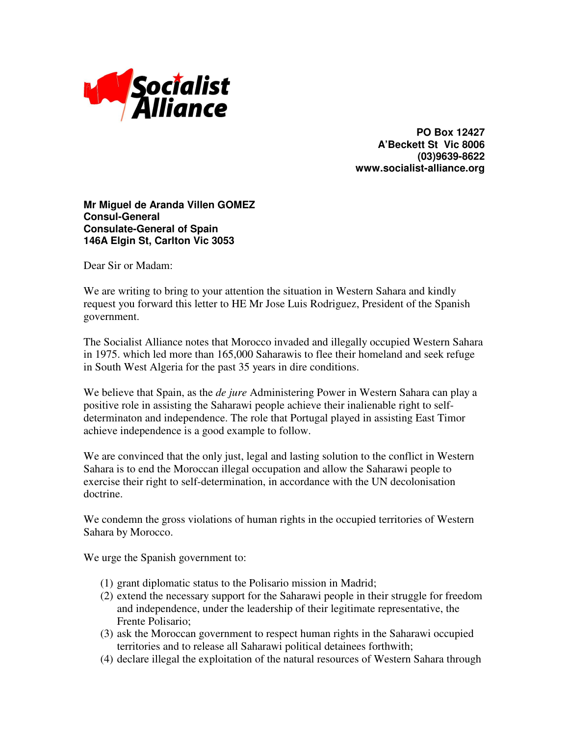**Socialist Alliance**

**PO Box 12427**
**A'Beckett St Vic 8006**
**(03)9639-8622**
**www.socialist-alliance.org**

**Mr Miguel de Aranda Villen GOMEZ**
**Consul-General**
**Consulate-General of Spain**
**146A Elgin St, Carlton Vic 3053**

Dear Sir or Madam:

We are writing to bring to your attention the situation in Western Sahara and kindly request you forward this letter to HE Mr Jose Luis Rodriguez, President of the Spanish government.

The Socialist Alliance notes that Morocco invaded and illegally occupied Western Sahara in 1975. which led more than 165,000 Saharawis to flee their homeland and seek refuge in South West Algeria for the past 35 years in dire conditions.

We believe that Spain, as the *de jure* Administering Power in Western Sahara can play a positive role in assisting the Saharawi people achieve their inalienable right to self-determinaton and independence. The role that Portugal played in assisting East Timor achieve independence is a good example to follow.

We are convinced that the only just, legal and lasting solution to the conflict in Western Sahara is to end the Moroccan illegal occupation and allow the Saharawi people to exercise their right to self-determination, in accordance with the UN decolonisation doctrine.

We condemn the gross violations of human rights in the occupied territories of Western Sahara by Morocco.

We urge the Spanish government to:

(1) grant diplomatic status to the Polisario mission in Madrid;
(2) extend the necessary support for the Saharawi people in their struggle for freedom and independence, under the leadership of their legitimate representative, the Frente Polisario;
(3) ask the Moroccan government to respect human rights in the Saharawi occupied territories and to release all Saharawi political detainees forthwith;
(4) declare illegal the exploitation of the natural resources of Western Sahara through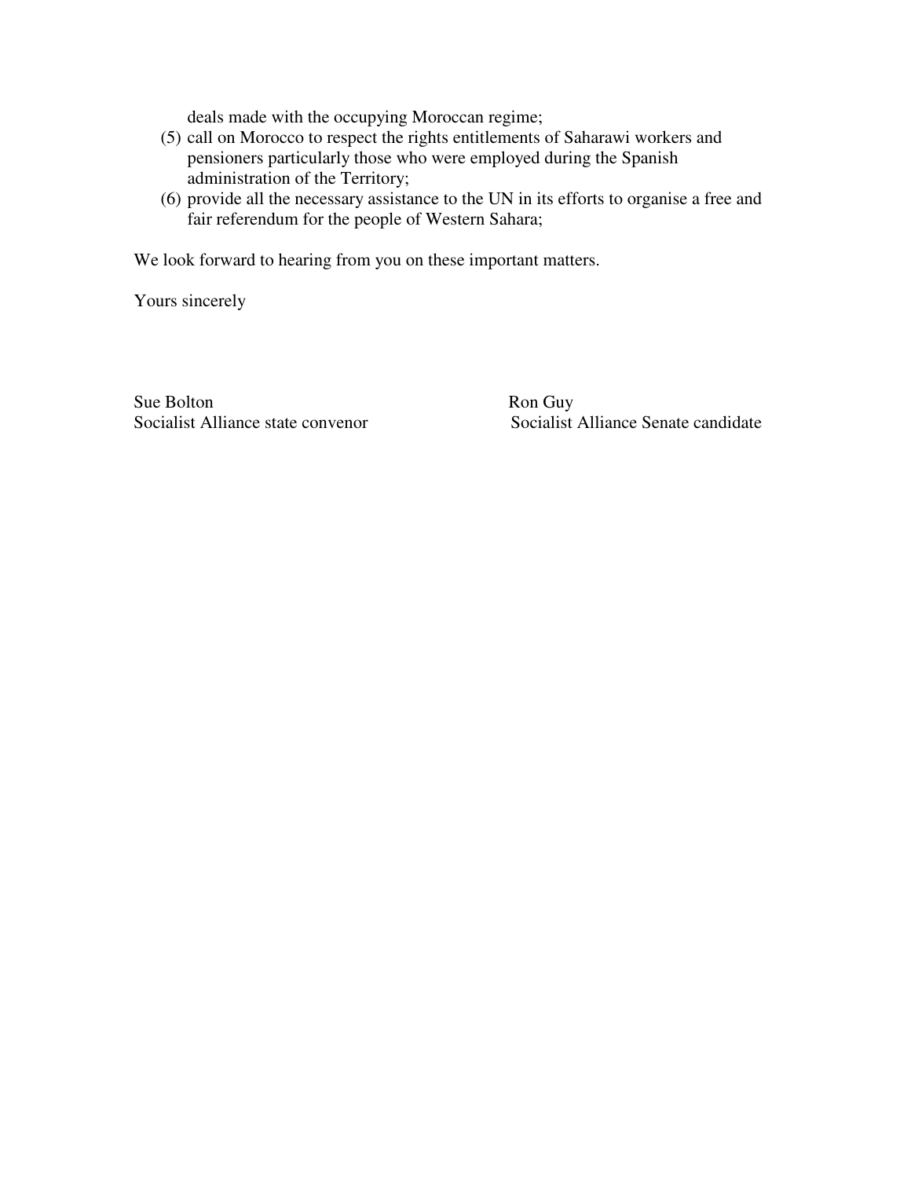deals made with the occupying Moroccan regime;

(5) call on Morocco to respect the rights entitlements of Saharawi workers and pensioners particularly those who were employed during the Spanish administration of the Territory;

(6) provide all the necessary assistance to the UN in its efforts to organise a free and fair referendum for the people of Western Sahara;

We look forward to hearing from you on these important matters.

Yours sincerely

Sue Bolton
Socialist Alliance state convenor

Ron Guy
Socialist Alliance Senate candidate